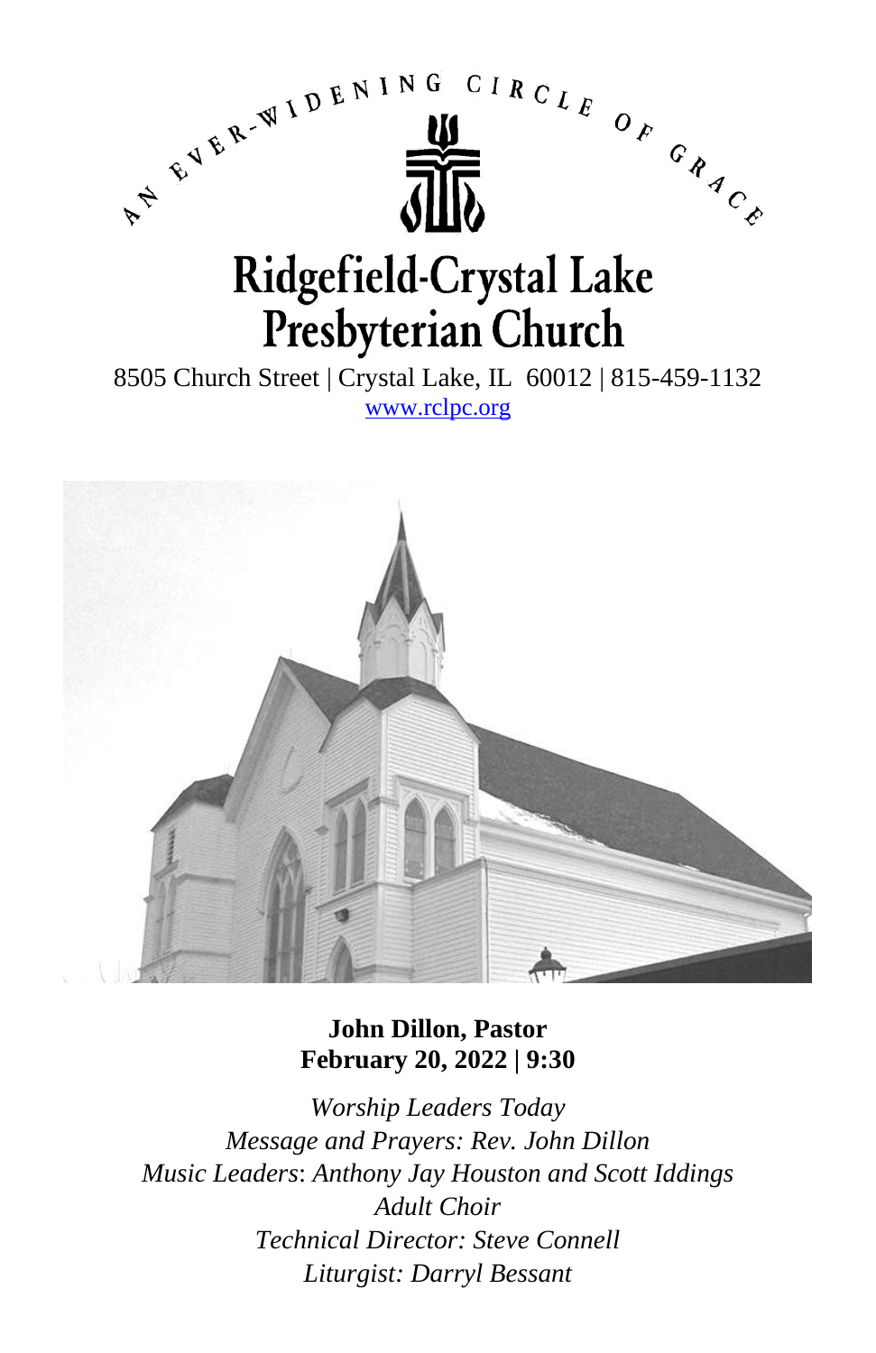AN EVER-WIDENING CIRCLE OF GRACE

# Ridgefield-Crystal Lake Presbyterian Church

8505 Church Street | Crystal Lake, IL 60012 | 815-459-1132
www.rclpc.org

**John Dillon, Pastor**
**February 20, 2022 | 9:30**

*Worship Leaders Today*
*Message and Prayers: Rev. John Dillon*
*Music Leaders*: *Anthony Jay Houston and Scott Iddings*
*Adult Choir*
*Technical Director: Steve Connell*
*Liturgist: Darryl Bessant*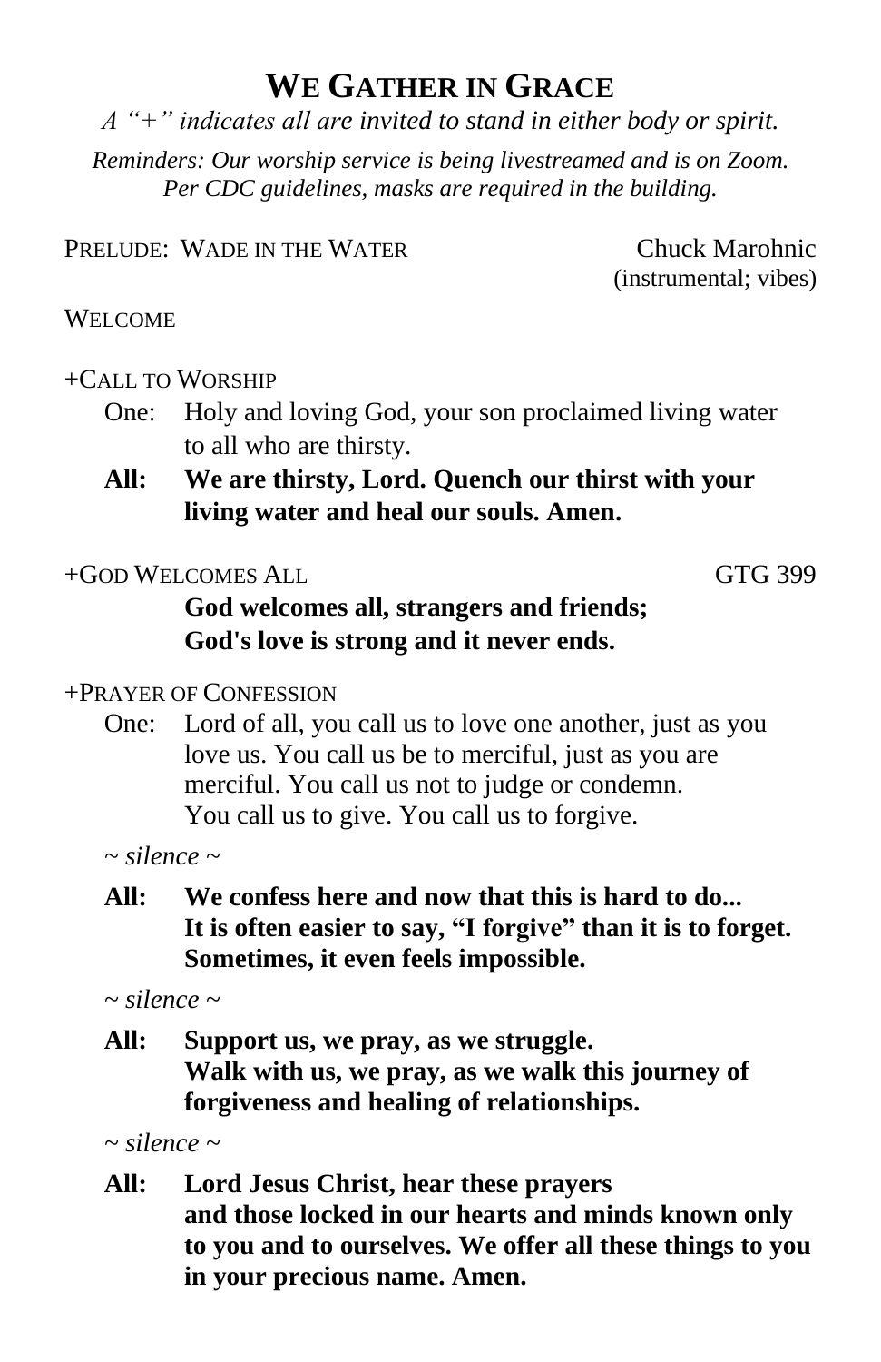# We Gather in Grace

*A "+" indicates all are invited to stand in either body or spirit.*

*Reminders: Our worship service is being livestreamed and is on Zoom. Per CDC guidelines, masks are required in the building.*

Prelude: Wade in the Water — Chuck Marohnic (instrumental; vibes)

Welcome

+Call to Worship

One: Holy and loving God, your son proclaimed living water to all who are thirsty.

**All: We are thirsty, Lord. Quench our thirst with your living water and heal our souls. Amen.**

+God Welcomes All — GTG 399

**God welcomes all, strangers and friends;**
**God's love is strong and it never ends.**

+Prayer of Confession

One: Lord of all, you call us to love one another, just as you love us. You call us be to merciful, just as you are merciful. You call us not to judge or condemn. You call us to give. You call us to forgive.

*~ silence ~*

**All: We confess here and now that this is hard to do... It is often easier to say, "I forgive" than it is to forget. Sometimes, it even feels impossible.**

*~ silence ~*

**All: Support us, we pray, as we struggle. Walk with us, we pray, as we walk this journey of forgiveness and healing of relationships.**

*~ silence ~*

**All: Lord Jesus Christ, hear these prayers and those locked in our hearts and minds known only to you and to ourselves. We offer all these things to you in your precious name. Amen.**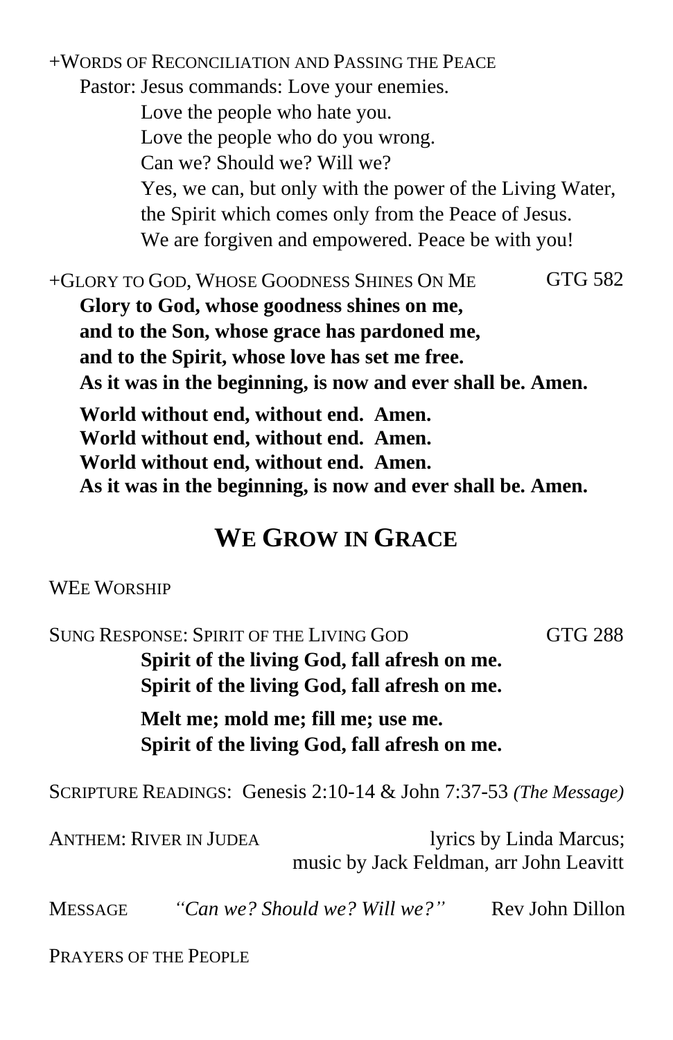+WORDS OF RECONCILIATION AND PASSING THE PEACE

Pastor: Jesus commands: Love your enemies.
Love the people who hate you.
Love the people who do you wrong.
Can we? Should we? Will we?
Yes, we can, but only with the power of the Living Water,
the Spirit which comes only from the Peace of Jesus.
We are forgiven and empowered. Peace be with you!

+GLORY TO GOD, WHOSE GOODNESS SHINES ON ME GTG 582

**Glory to God, whose goodness shines on me,**
**and to the Son, whose grace has pardoned me,**
**and to the Spirit, whose love has set me free.**
**As it was in the beginning, is now and ever shall be. Amen.**

**World without end, without end. Amen.**
**World without end, without end. Amen.**
**World without end, without end. Amen.**
**As it was in the beginning, is now and ever shall be. Amen.**

## WE GROW IN GRACE

WEE WORSHIP

SUNG RESPONSE: SPIRIT OF THE LIVING GOD GTG 288

**Spirit of the living God, fall afresh on me.**
**Spirit of the living God, fall afresh on me.**

**Melt me; mold me; fill me; use me.**
**Spirit of the living God, fall afresh on me.**

SCRIPTURE READINGS: Genesis 2:10-14 & John 7:37-53 *(The Message)*

ANTHEM: RIVER IN JUDEA lyrics by Linda Marcus; music by Jack Feldman, arr John Leavitt

MESSAGE *"Can we? Should we? Will we?"* Rev John Dillon

PRAYERS OF THE PEOPLE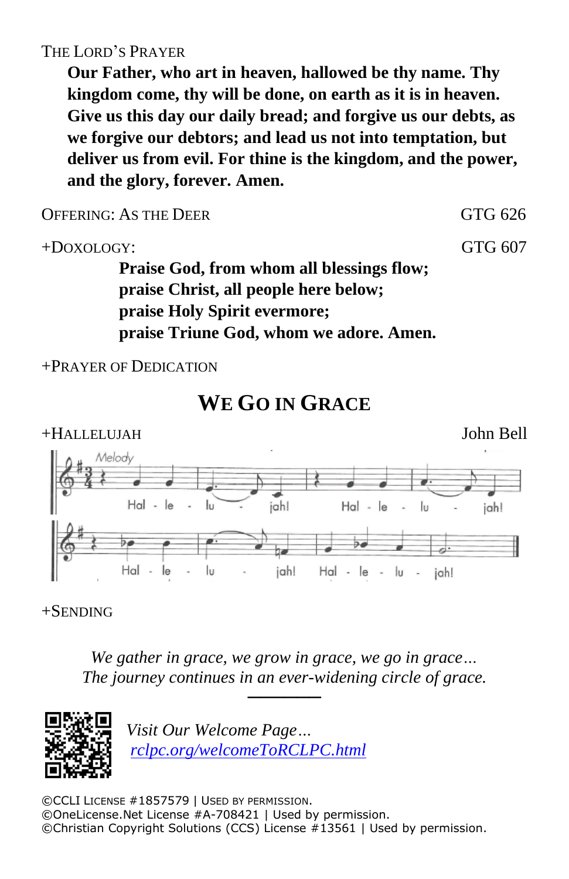THE LORD'S PRAYER

**Our Father, who art in heaven, hallowed be thy name. Thy kingdom come, thy will be done, on earth as it is in heaven. Give us this day our daily bread; and forgive us our debts, as we forgive our debtors; and lead us not into temptation, but deliver us from evil. For thine is the kingdom, and the power, and the glory, forever. Amen.**

OFFERING: AS THE DEER — GTG 626

+DOXOLOGY: — GTG 607

**Praise God, from whom all blessings flow;**
**praise Christ, all people here below;**
**praise Holy Spirit evermore;**
**praise Triune God, whom we adore. Amen.**

+PRAYER OF DEDICATION

## WE GO IN GRACE

+HALLELUJAH — John Bell

+SENDING

*We gather in grace, we grow in grace, we go in grace…*
*The journey continues in an ever-widening circle of grace.*

---

*Visit Our Welcome Page…*
*rclpc.org/welcomeToRCLPC.html*

©CCLI LICENSE #1857579 | USED BY PERMISSION.
©OneLicense.Net License #A-708421 | Used by permission.
©Christian Copyright Solutions (CCS) License #13561 | Used by permission.